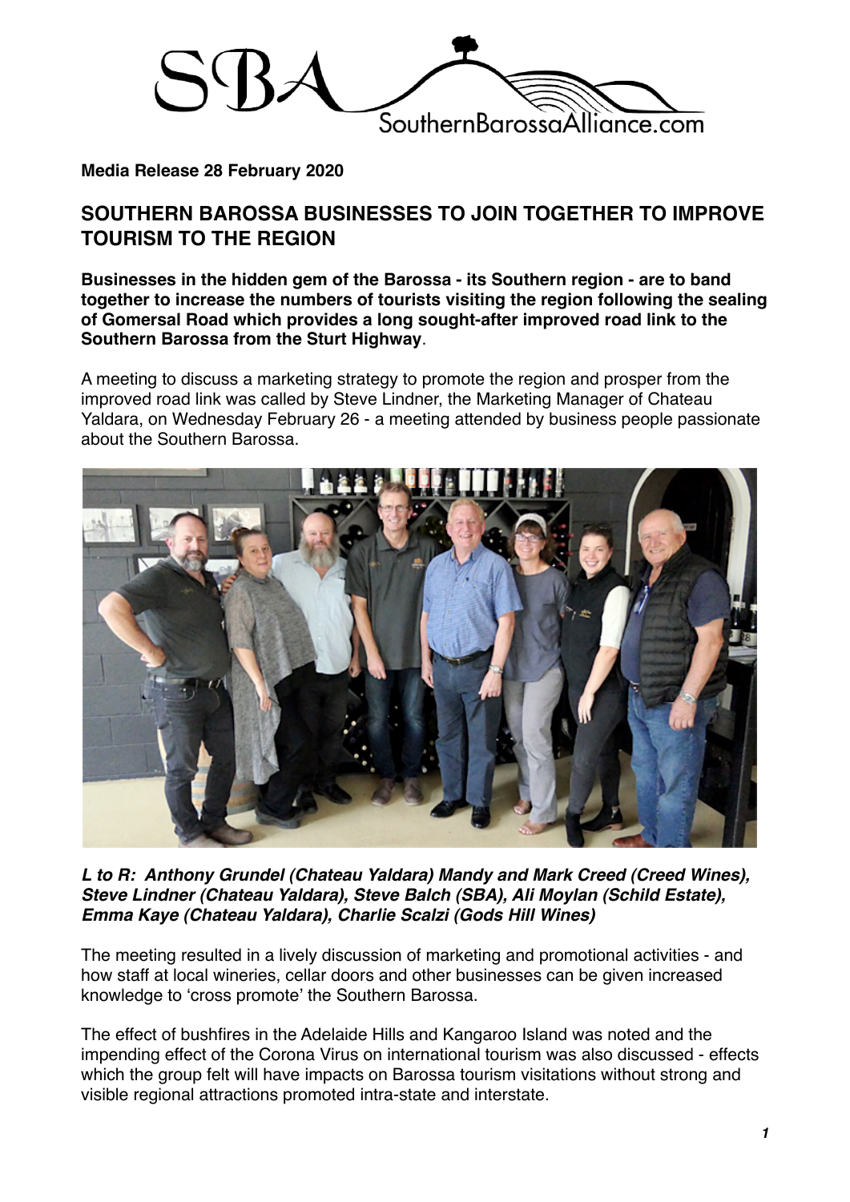SBA SouthernBarossaAlliance.com

**Media Release 28 February 2020**

## SOUTHERN BAROSSA BUSINESSES TO JOIN TOGETHER TO IMPROVE TOURISM TO THE REGION

**Businesses in the hidden gem of the Barossa - its Southern region - are to band together to increase the numbers of tourists visiting the region following the sealing of Gomersal Road which provides a long sought-after improved road link to the Southern Barossa from the Sturt Highway**.

A meeting to discuss a marketing strategy to promote the region and prosper from the improved road link was called by Steve Lindner, the Marketing Manager of Chateau Yaldara, on Wednesday February 26 - a meeting attended by business people passionate about the Southern Barossa.

***L to R: Anthony Grundel (Chateau Yaldara) Mandy and Mark Creed (Creed Wines), Steve Lindner (Chateau Yaldara), Steve Balch (SBA), Ali Moylan (Schild Estate), Emma Kaye (Chateau Yaldara), Charlie Scalzi (Gods Hill Wines)***

The meeting resulted in a lively discussion of marketing and promotional activities - and how staff at local wineries, cellar doors and other businesses can be given increased knowledge to 'cross promote' the Southern Barossa.

The effect of bushfires in the Adelaide Hills and Kangaroo Island was noted and the impending effect of the Corona Virus on international tourism was also discussed - effects which the group felt will have impacts on Barossa tourism visitations without strong and visible regional attractions promoted intra-state and interstate.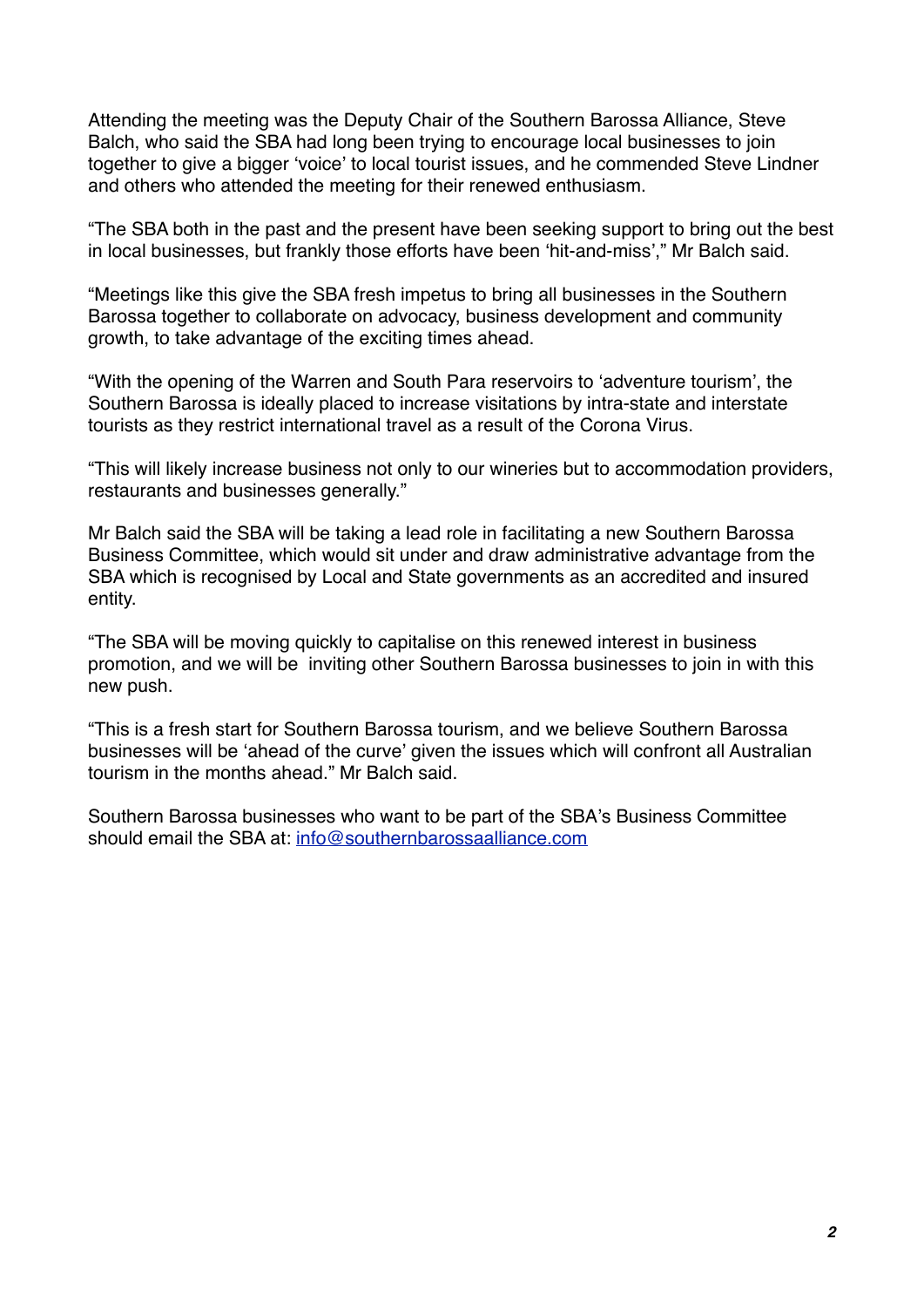Attending the meeting was the Deputy Chair of the Southern Barossa Alliance, Steve Balch, who said the SBA had long been trying to encourage local businesses to join together to give a bigger 'voice' to local tourist issues, and he commended Steve Lindner and others who attended the meeting for their renewed enthusiasm.

"The SBA both in the past and the present have been seeking support to bring out the best in local businesses, but frankly those efforts have been 'hit-and-miss'," Mr Balch said.

"Meetings like this give the SBA fresh impetus to bring all businesses in the Southern Barossa together to collaborate on advocacy, business development and community growth, to take advantage of the exciting times ahead.

"With the opening of the Warren and South Para reservoirs to 'adventure tourism', the Southern Barossa is ideally placed to increase visitations by intra-state and interstate tourists as they restrict international travel as a result of the Corona Virus.

"This will likely increase business not only to our wineries but to accommodation providers, restaurants and businesses generally."

Mr Balch said the SBA will be taking a lead role in facilitating a new Southern Barossa Business Committee, which would sit under and draw administrative advantage from the SBA which is recognised by Local and State governments as an accredited and insured entity.

"The SBA will be moving quickly to capitalise on this renewed interest in business promotion, and we will be  inviting other Southern Barossa businesses to join in with this new push.

"This is a fresh start for Southern Barossa tourism, and we believe Southern Barossa businesses will be 'ahead of the curve' given the issues which will confront all Australian tourism in the months ahead." Mr Balch said.

Southern Barossa businesses who want to be part of the SBA's Business Committee should email the SBA at: info@southernbarossaalliance.com